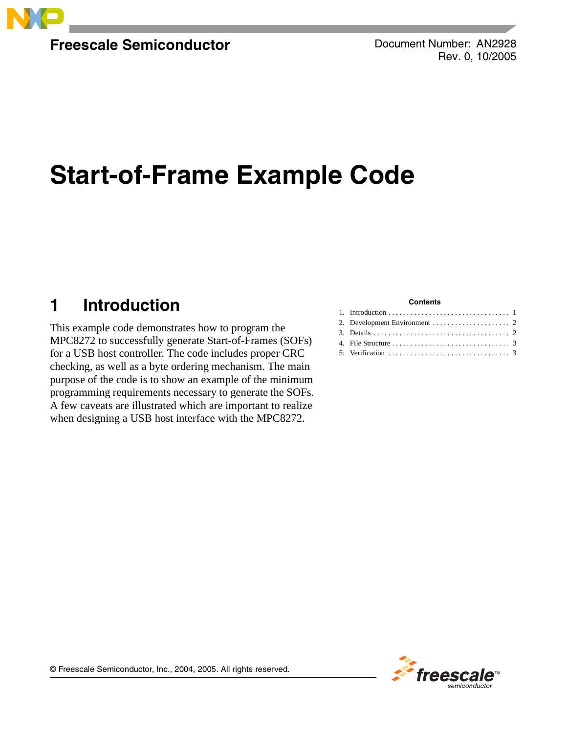Freescale Semiconductor

Document Number: AN2928
Rev. 0, 10/2005

# Start-of-Frame Example Code

**Contents**

1. Introduction . . . . . . . . . . . . . . . . . . . . . . . . . . . . . . . . 1
2. Development Environment . . . . . . . . . . . . . . . . . . . . . 2
3. Details . . . . . . . . . . . . . . . . . . . . . . . . . . . . . . . . . . . . 2
4. File Structure . . . . . . . . . . . . . . . . . . . . . . . . . . . . . . . 3
5. Verification . . . . . . . . . . . . . . . . . . . . . . . . . . . . . . . . 3

## 1 Introduction

This example code demonstrates how to program the MPC8272 to successfully generate Start-of-Frames (SOFs) for a USB host controller. The code includes proper CRC checking, as well as a byte ordering mechanism. The main purpose of the code is to show an example of the minimum programming requirements necessary to generate the SOFs. A few caveats are illustrated which are important to realize when designing a USB host interface with the MPC8272.

© Freescale Semiconductor, Inc., 2004, 2005. All rights reserved.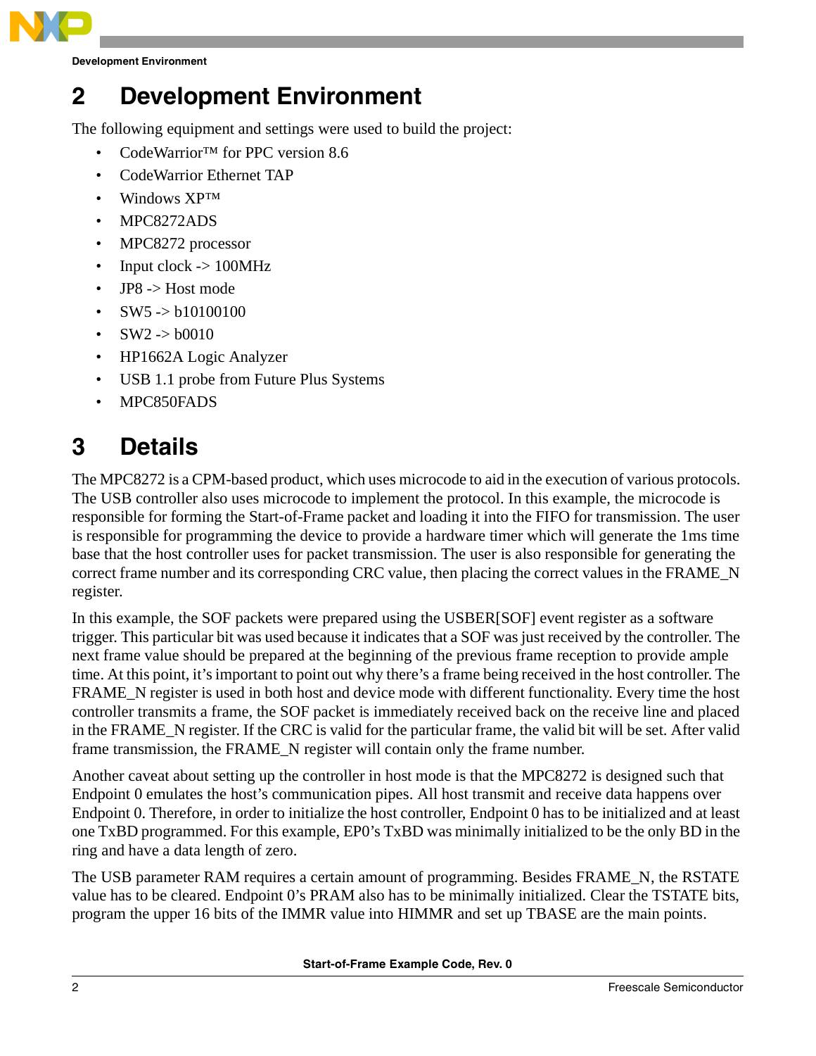## 2 Development Environment

The following equipment and settings were used to build the project:

- CodeWarrior™ for PPC version 8.6
- CodeWarrior Ethernet TAP
- Windows XP™
- MPC8272ADS
- MPC8272 processor
- Input clock -> 100MHz
- JP8 -> Host mode
- SW5 -> b10100100
- SW2 -> b0010
- HP1662A Logic Analyzer
- USB 1.1 probe from Future Plus Systems
- MPC850FADS

## 3 Details

The MPC8272 is a CPM-based product, which uses microcode to aid in the execution of various protocols. The USB controller also uses microcode to implement the protocol. In this example, the microcode is responsible for forming the Start-of-Frame packet and loading it into the FIFO for transmission. The user is responsible for programming the device to provide a hardware timer which will generate the 1ms time base that the host controller uses for packet transmission. The user is also responsible for generating the correct frame number and its corresponding CRC value, then placing the correct values in the FRAME_N register.

In this example, the SOF packets were prepared using the USBER[SOF] event register as a software trigger. This particular bit was used because it indicates that a SOF was just received by the controller. The next frame value should be prepared at the beginning of the previous frame reception to provide ample time. At this point, it's important to point out why there's a frame being received in the host controller. The FRAME_N register is used in both host and device mode with different functionality. Every time the host controller transmits a frame, the SOF packet is immediately received back on the receive line and placed in the FRAME_N register. If the CRC is valid for the particular frame, the valid bit will be set. After valid frame transmission, the FRAME_N register will contain only the frame number.

Another caveat about setting up the controller in host mode is that the MPC8272 is designed such that Endpoint 0 emulates the host's communication pipes. All host transmit and receive data happens over Endpoint 0. Therefore, in order to initialize the host controller, Endpoint 0 has to be initialized and at least one TxBD programmed. For this example, EP0's TxBD was minimally initialized to be the only BD in the ring and have a data length of zero.

The USB parameter RAM requires a certain amount of programming. Besides FRAME_N, the RSTATE value has to be cleared. Endpoint 0's PRAM also has to be minimally initialized. Clear the TSTATE bits, program the upper 16 bits of the IMMR value into HIMMR and set up TBASE are the main points.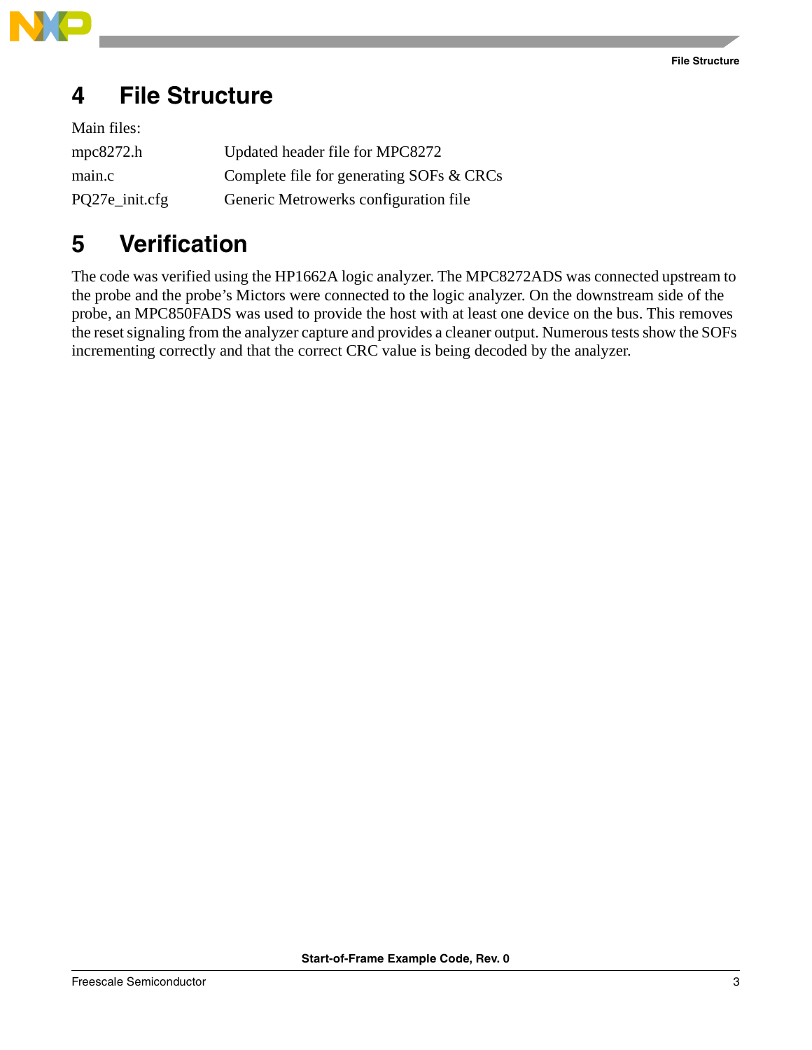# 4 File Structure

Main files:

| | |
|---|---|
| mpc8272.h | Updated header file for MPC8272 |
| main.c | Complete file for generating SOFs & CRCs |
| PQ27e_init.cfg | Generic Metrowerks configuration file |

# 5 Verification

The code was verified using the HP1662A logic analyzer. The MPC8272ADS was connected upstream to the probe and the probe's Mictors were connected to the logic analyzer. On the downstream side of the probe, an MPC850FADS was used to provide the host with at least one device on the bus. This removes the reset signaling from the analyzer capture and provides a cleaner output. Numerous tests show the SOFs incrementing correctly and that the correct CRC value is being decoded by the analyzer.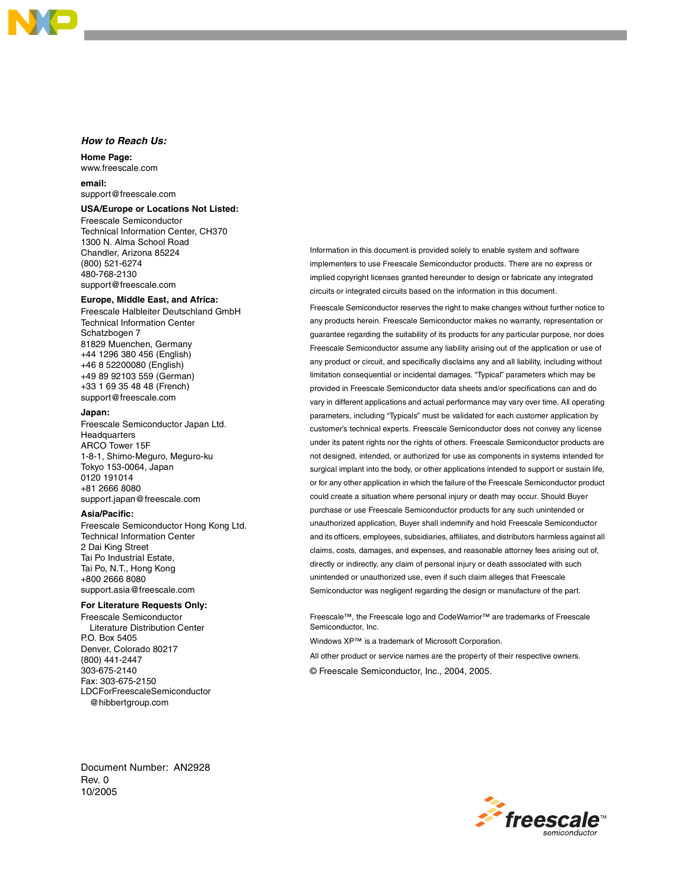*How to Reach Us:*

**Home Page:**
www.freescale.com

**email:**
support@freescale.com

**USA/Europe or Locations Not Listed:**
Freescale Semiconductor
Technical Information Center, CH370
1300 N. Alma School Road
Chandler, Arizona 85224
(800) 521-6274
480-768-2130
support@freescale.com

**Europe, Middle East, and Africa:**
Freescale Halbleiter Deutschland GmbH
Technical Information Center
Schatzbogen 7
81829 Muenchen, Germany
+44 1296 380 456 (English)
+46 8 52200080 (English)
+49 89 92103 559 (German)
+33 1 69 35 48 48 (French)
support@freescale.com

**Japan:**
Freescale Semiconductor Japan Ltd.
Headquarters
ARCO Tower 15F
1-8-1, Shimo-Meguro, Meguro-ku
Tokyo 153-0064, Japan
0120 191014
+81 2666 8080
support.japan@freescale.com

**Asia/Pacific:**
Freescale Semiconductor Hong Kong Ltd.
Technical Information Center
2 Dai King Street
Tai Po Industrial Estate,
Tai Po, N.T., Hong Kong
+800 2666 8080
support.asia@freescale.com

**For Literature Requests Only:**
Freescale Semiconductor
Literature Distribution Center
P.O. Box 5405
Denver, Colorado 80217
(800) 441-2447
303-675-2140
Fax: 303-675-2150
LDCForFreescaleSemiconductor
@hibbertgroup.com

Information in this document is provided solely to enable system and software implementers to use Freescale Semiconductor products. There are no express or implied copyright licenses granted hereunder to design or fabricate any integrated circuits or integrated circuits based on the information in this document.

Freescale Semiconductor reserves the right to make changes without further notice to any products herein. Freescale Semiconductor makes no warranty, representation or guarantee regarding the suitability of its products for any particular purpose, nor does Freescale Semiconductor assume any liability arising out of the application or use of any product or circuit, and specifically disclaims any and all liability, including without limitation consequential or incidental damages. “Typical” parameters which may be provided in Freescale Semiconductor data sheets and/or specifications can and do vary in different applications and actual performance may vary over time. All operating parameters, including “Typicals” must be validated for each customer application by customer’s technical experts. Freescale Semiconductor does not convey any license under its patent rights nor the rights of others. Freescale Semiconductor products are not designed, intended, or authorized for use as components in systems intended for surgical implant into the body, or other applications intended to support or sustain life, or for any other application in which the failure of the Freescale Semiconductor product could create a situation where personal injury or death may occur. Should Buyer purchase or use Freescale Semiconductor products for any such unintended or unauthorized application, Buyer shall indemnify and hold Freescale Semiconductor and its officers, employees, subsidiaries, affiliates, and distributors harmless against all claims, costs, damages, and expenses, and reasonable attorney fees arising out of, directly or indirectly, any claim of personal injury or death associated with such unintended or unauthorized use, even if such claim alleges that Freescale Semiconductor was negligent regarding the design or manufacture of the part.

Freescale™, the Freescale logo and CodeWarrior™ are trademarks of Freescale Semiconductor, Inc.

Windows XP™ is a trademark of Microsoft Corporation.

All other product or service names are the property of their respective owners.

© Freescale Semiconductor, Inc., 2004, 2005.

Document Number: AN2928
Rev. 0
10/2005